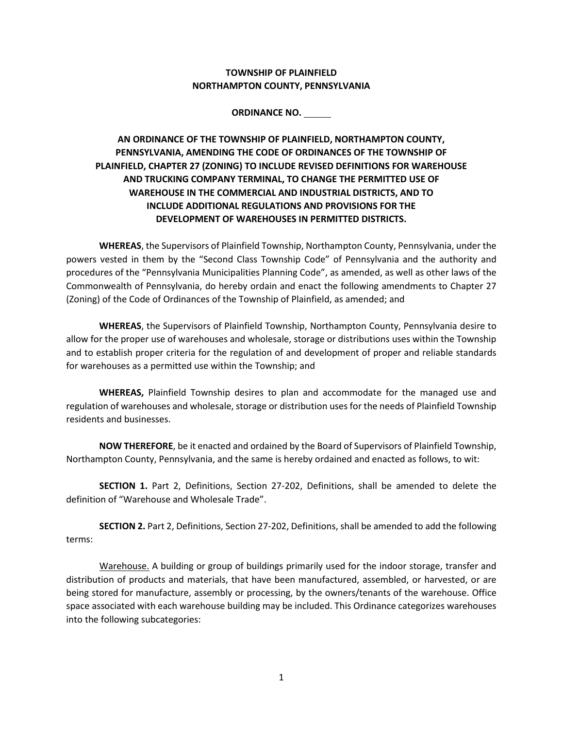**TOWNSHIP OF PLAINFIELD**
**NORTHAMPTON COUNTY, PENNSYLVANIA**

**ORDINANCE NO. \_\_\_\_\_**

**AN ORDINANCE OF THE TOWNSHIP OF PLAINFIELD, NORTHAMPTON COUNTY, PENNSYLVANIA, AMENDING THE CODE OF ORDINANCES OF THE TOWNSHIP OF PLAINFIELD, CHAPTER 27 (ZONING) TO INCLUDE REVISED DEFINITIONS FOR WAREHOUSE AND TRUCKING COMPANY TERMINAL, TO CHANGE THE PERMITTED USE OF WAREHOUSE IN THE COMMERCIAL AND INDUSTRIAL DISTRICTS, AND TO INCLUDE ADDITIONAL REGULATIONS AND PROVISIONS FOR THE DEVELOPMENT OF WAREHOUSES IN PERMITTED DISTRICTS.**

**WHEREAS**, the Supervisors of Plainfield Township, Northampton County, Pennsylvania, under the powers vested in them by the "Second Class Township Code" of Pennsylvania and the authority and procedures of the "Pennsylvania Municipalities Planning Code", as amended, as well as other laws of the Commonwealth of Pennsylvania, do hereby ordain and enact the following amendments to Chapter 27 (Zoning) of the Code of Ordinances of the Township of Plainfield, as amended; and

**WHEREAS**, the Supervisors of Plainfield Township, Northampton County, Pennsylvania desire to allow for the proper use of warehouses and wholesale, storage or distributions uses within the Township and to establish proper criteria for the regulation of and development of proper and reliable standards for warehouses as a permitted use within the Township; and

**WHEREAS,** Plainfield Township desires to plan and accommodate for the managed use and regulation of warehouses and wholesale, storage or distribution uses for the needs of Plainfield Township residents and businesses.

**NOW THEREFORE**, be it enacted and ordained by the Board of Supervisors of Plainfield Township, Northampton County, Pennsylvania, and the same is hereby ordained and enacted as follows, to wit:

**SECTION 1.** Part 2, Definitions, Section 27-202, Definitions, shall be amended to delete the definition of "Warehouse and Wholesale Trade".

**SECTION 2.** Part 2, Definitions, Section 27-202, Definitions, shall be amended to add the following terms:

<u>Warehouse.</u> A building or group of buildings primarily used for the indoor storage, transfer and distribution of products and materials, that have been manufactured, assembled, or harvested, or are being stored for manufacture, assembly or processing, by the owners/tenants of the warehouse. Office space associated with each warehouse building may be included. This Ordinance categorizes warehouses into the following subcategories: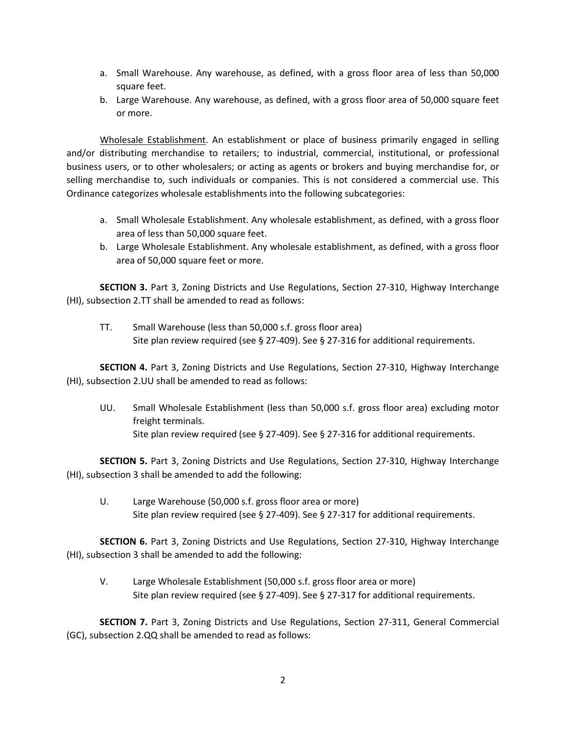a. Small Warehouse. Any warehouse, as defined, with a gross floor area of less than 50,000 square feet.
b. Large Warehouse. Any warehouse, as defined, with a gross floor area of 50,000 square feet or more.

Wholesale Establishment. An establishment or place of business primarily engaged in selling and/or distributing merchandise to retailers; to industrial, commercial, institutional, or professional business users, or to other wholesalers; or acting as agents or brokers and buying merchandise for, or selling merchandise to, such individuals or companies. This is not considered a commercial use. This Ordinance categorizes wholesale establishments into the following subcategories:

a. Small Wholesale Establishment. Any wholesale establishment, as defined, with a gross floor area of less than 50,000 square feet.
b. Large Wholesale Establishment. Any wholesale establishment, as defined, with a gross floor area of 50,000 square feet or more.

**SECTION 3.** Part 3, Zoning Districts and Use Regulations, Section 27-310, Highway Interchange (HI), subsection 2.TT shall be amended to read as follows:

TT. Small Warehouse (less than 50,000 s.f. gross floor area)
Site plan review required (see § 27-409). See § 27-316 for additional requirements.

**SECTION 4.** Part 3, Zoning Districts and Use Regulations, Section 27-310, Highway Interchange (HI), subsection 2.UU shall be amended to read as follows:

UU. Small Wholesale Establishment (less than 50,000 s.f. gross floor area) excluding motor freight terminals.
Site plan review required (see § 27-409). See § 27-316 for additional requirements.

**SECTION 5.** Part 3, Zoning Districts and Use Regulations, Section 27-310, Highway Interchange (HI), subsection 3 shall be amended to add the following:

U. Large Warehouse (50,000 s.f. gross floor area or more)
Site plan review required (see § 27-409). See § 27-317 for additional requirements.

**SECTION 6.** Part 3, Zoning Districts and Use Regulations, Section 27-310, Highway Interchange (HI), subsection 3 shall be amended to add the following:

V. Large Wholesale Establishment (50,000 s.f. gross floor area or more)
Site plan review required (see § 27-409). See § 27-317 for additional requirements.

**SECTION 7.** Part 3, Zoning Districts and Use Regulations, Section 27-311, General Commercial (GC), subsection 2.QQ shall be amended to read as follows: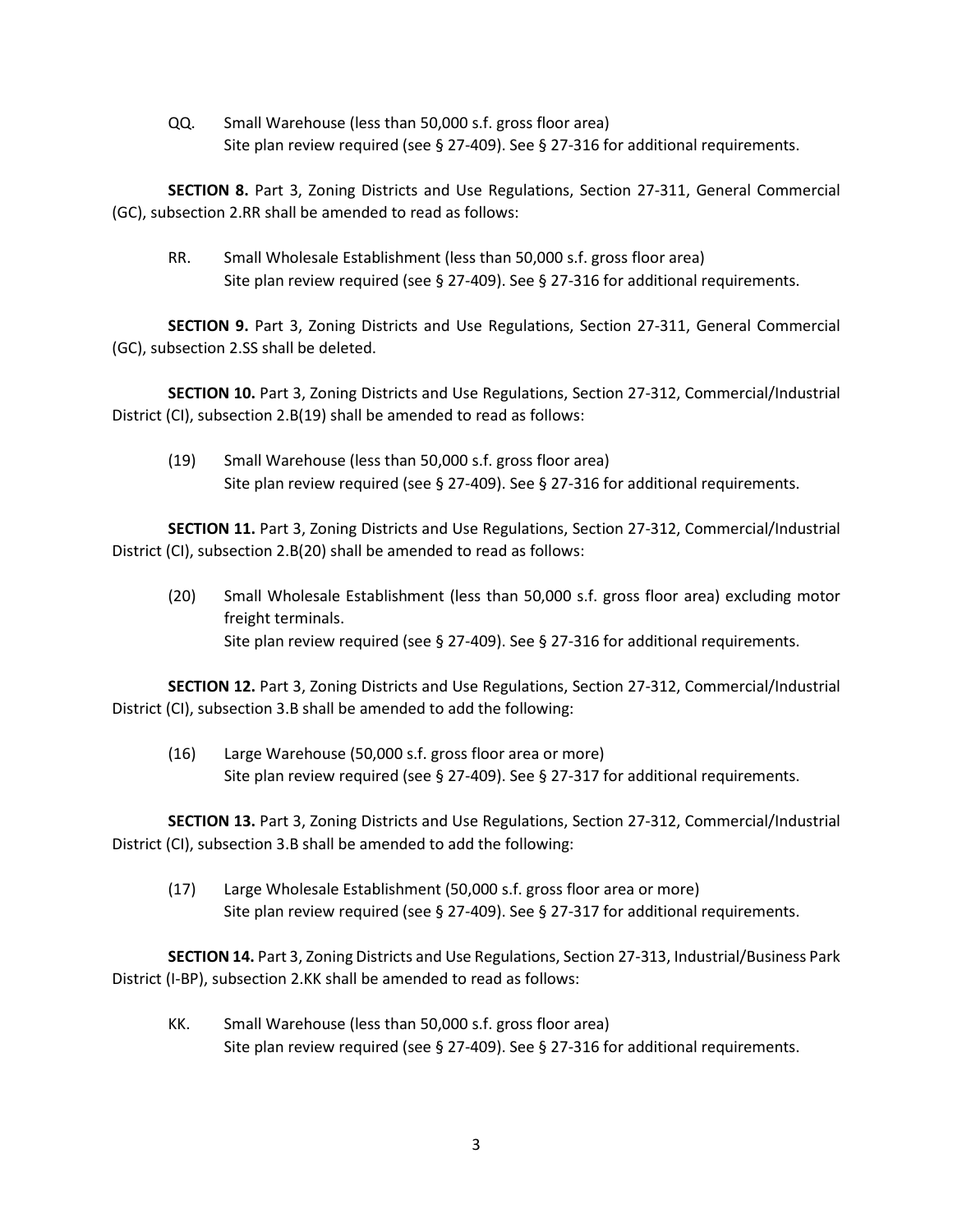QQ. Small Warehouse (less than 50,000 s.f. gross floor area)
Site plan review required (see § 27-409). See § 27-316 for additional requirements.

**SECTION 8.** Part 3, Zoning Districts and Use Regulations, Section 27-311, General Commercial (GC), subsection 2.RR shall be amended to read as follows:

RR. Small Wholesale Establishment (less than 50,000 s.f. gross floor area)
Site plan review required (see § 27-409). See § 27-316 for additional requirements.

**SECTION 9.** Part 3, Zoning Districts and Use Regulations, Section 27-311, General Commercial (GC), subsection 2.SS shall be deleted.

**SECTION 10.** Part 3, Zoning Districts and Use Regulations, Section 27-312, Commercial/Industrial District (CI), subsection 2.B(19) shall be amended to read as follows:

(19) Small Warehouse (less than 50,000 s.f. gross floor area)
Site plan review required (see § 27-409). See § 27-316 for additional requirements.

**SECTION 11.** Part 3, Zoning Districts and Use Regulations, Section 27-312, Commercial/Industrial District (CI), subsection 2.B(20) shall be amended to read as follows:

(20) Small Wholesale Establishment (less than 50,000 s.f. gross floor area) excluding motor freight terminals.
Site plan review required (see § 27-409). See § 27-316 for additional requirements.

**SECTION 12.** Part 3, Zoning Districts and Use Regulations, Section 27-312, Commercial/Industrial District (CI), subsection 3.B shall be amended to add the following:

(16) Large Warehouse (50,000 s.f. gross floor area or more)
Site plan review required (see § 27-409). See § 27-317 for additional requirements.

**SECTION 13.** Part 3, Zoning Districts and Use Regulations, Section 27-312, Commercial/Industrial District (CI), subsection 3.B shall be amended to add the following:

(17) Large Wholesale Establishment (50,000 s.f. gross floor area or more)
Site plan review required (see § 27-409). See § 27-317 for additional requirements.

**SECTION 14.** Part 3, Zoning Districts and Use Regulations, Section 27-313, Industrial/Business Park District (I-BP), subsection 2.KK shall be amended to read as follows:

KK. Small Warehouse (less than 50,000 s.f. gross floor area)
Site plan review required (see § 27-409). See § 27-316 for additional requirements.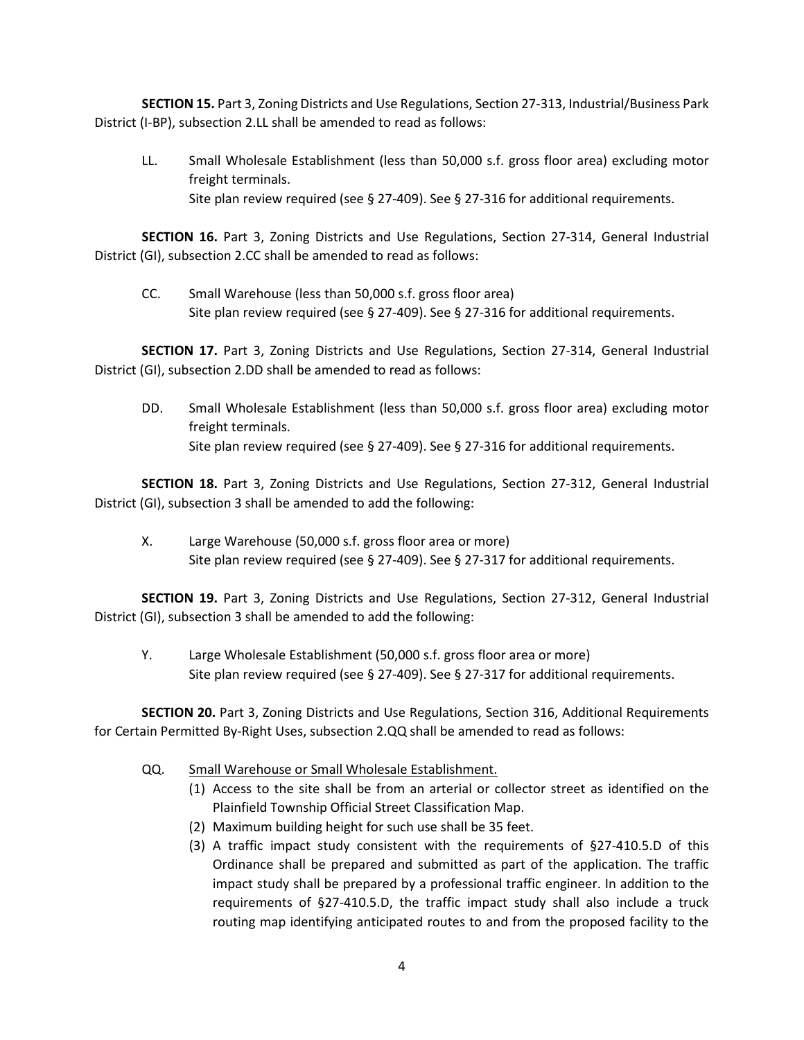**SECTION 15.** Part 3, Zoning Districts and Use Regulations, Section 27-313, Industrial/Business Park District (I-BP), subsection 2.LL shall be amended to read as follows:

> LL. Small Wholesale Establishment (less than 50,000 s.f. gross floor area) excluding motor freight terminals.
> Site plan review required (see § 27-409). See § 27-316 for additional requirements.

**SECTION 16.** Part 3, Zoning Districts and Use Regulations, Section 27-314, General Industrial District (GI), subsection 2.CC shall be amended to read as follows:

> CC. Small Warehouse (less than 50,000 s.f. gross floor area)
> Site plan review required (see § 27-409). See § 27-316 for additional requirements.

**SECTION 17.** Part 3, Zoning Districts and Use Regulations, Section 27-314, General Industrial District (GI), subsection 2.DD shall be amended to read as follows:

> DD. Small Wholesale Establishment (less than 50,000 s.f. gross floor area) excluding motor freight terminals.
> Site plan review required (see § 27-409). See § 27-316 for additional requirements.

**SECTION 18.** Part 3, Zoning Districts and Use Regulations, Section 27-312, General Industrial District (GI), subsection 3 shall be amended to add the following:

> X. Large Warehouse (50,000 s.f. gross floor area or more)
> Site plan review required (see § 27-409). See § 27-317 for additional requirements.

**SECTION 19.** Part 3, Zoning Districts and Use Regulations, Section 27-312, General Industrial District (GI), subsection 3 shall be amended to add the following:

> Y. Large Wholesale Establishment (50,000 s.f. gross floor area or more)
> Site plan review required (see § 27-409). See § 27-317 for additional requirements.

**SECTION 20.** Part 3, Zoning Districts and Use Regulations, Section 316, Additional Requirements for Certain Permitted By-Right Uses, subsection 2.QQ shall be amended to read as follows:

> QQ. <u>Small Warehouse or Small Wholesale Establishment.</u>
>
> (1) Access to the site shall be from an arterial or collector street as identified on the Plainfield Township Official Street Classification Map.
>
> (2) Maximum building height for such use shall be 35 feet.
>
> (3) A traffic impact study consistent with the requirements of §27-410.5.D of this Ordinance shall be prepared and submitted as part of the application. The traffic impact study shall be prepared by a professional traffic engineer. In addition to the requirements of §27-410.5.D, the traffic impact study shall also include a truck routing map identifying anticipated routes to and from the proposed facility to the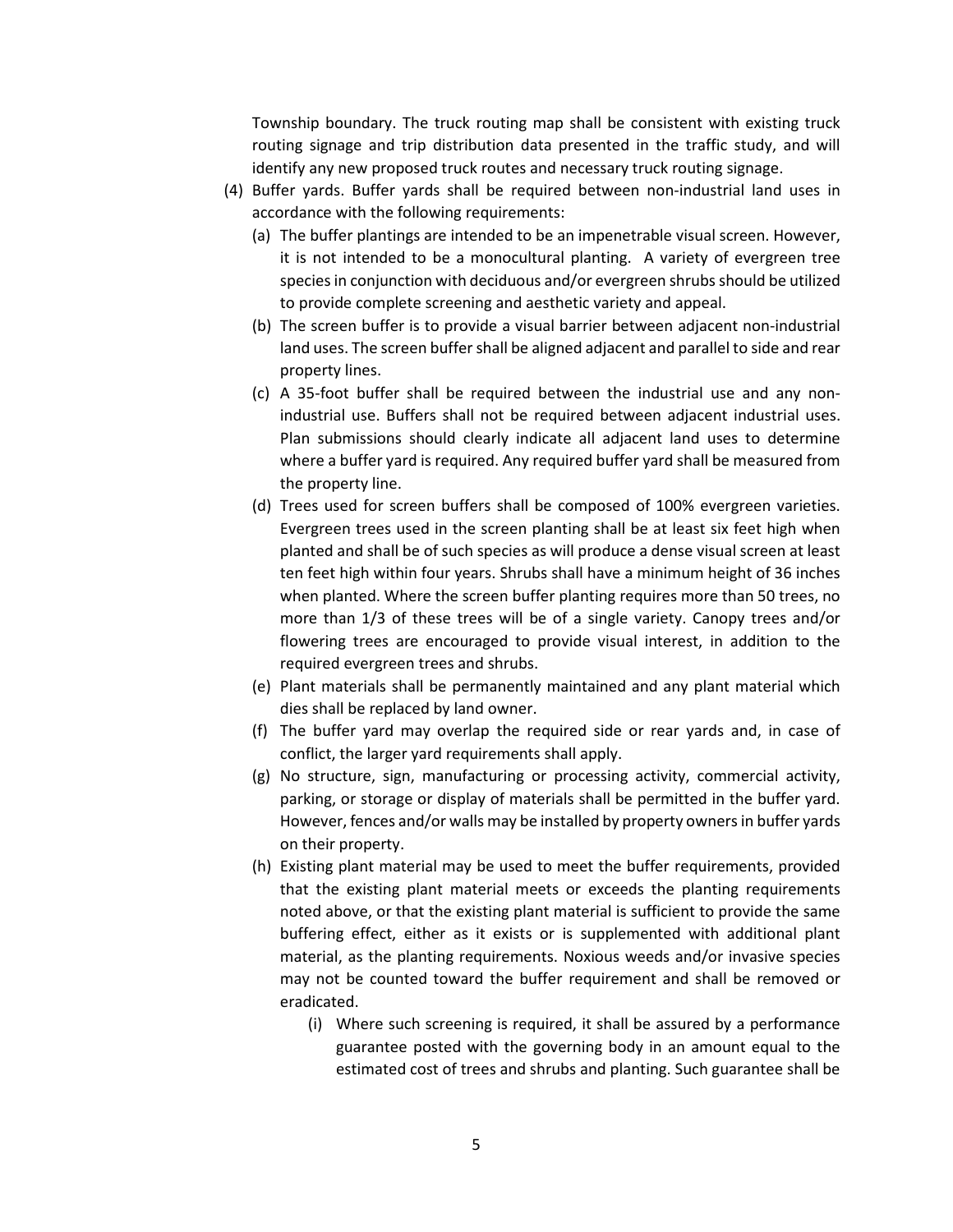Township boundary. The truck routing map shall be consistent with existing truck routing signage and trip distribution data presented in the traffic study, and will identify any new proposed truck routes and necessary truck routing signage.

(4) Buffer yards. Buffer yards shall be required between non-industrial land uses in accordance with the following requirements:

  (a) The buffer plantings are intended to be an impenetrable visual screen. However, it is not intended to be a monocultural planting. A variety of evergreen tree species in conjunction with deciduous and/or evergreen shrubs should be utilized to provide complete screening and aesthetic variety and appeal.

  (b) The screen buffer is to provide a visual barrier between adjacent non-industrial land uses. The screen buffer shall be aligned adjacent and parallel to side and rear property lines.

  (c) A 35-foot buffer shall be required between the industrial use and any non-industrial use. Buffers shall not be required between adjacent industrial uses. Plan submissions should clearly indicate all adjacent land uses to determine where a buffer yard is required. Any required buffer yard shall be measured from the property line.

  (d) Trees used for screen buffers shall be composed of 100% evergreen varieties. Evergreen trees used in the screen planting shall be at least six feet high when planted and shall be of such species as will produce a dense visual screen at least ten feet high within four years. Shrubs shall have a minimum height of 36 inches when planted. Where the screen buffer planting requires more than 50 trees, no more than 1/3 of these trees will be of a single variety. Canopy trees and/or flowering trees are encouraged to provide visual interest, in addition to the required evergreen trees and shrubs.

  (e) Plant materials shall be permanently maintained and any plant material which dies shall be replaced by land owner.

  (f) The buffer yard may overlap the required side or rear yards and, in case of conflict, the larger yard requirements shall apply.

  (g) No structure, sign, manufacturing or processing activity, commercial activity, parking, or storage or display of materials shall be permitted in the buffer yard. However, fences and/or walls may be installed by property owners in buffer yards on their property.

  (h) Existing plant material may be used to meet the buffer requirements, provided that the existing plant material meets or exceeds the planting requirements noted above, or that the existing plant material is sufficient to provide the same buffering effect, either as it exists or is supplemented with additional plant material, as the planting requirements. Noxious weeds and/or invasive species may not be counted toward the buffer requirement and shall be removed or eradicated.

    (i) Where such screening is required, it shall be assured by a performance guarantee posted with the governing body in an amount equal to the estimated cost of trees and shrubs and planting. Such guarantee shall be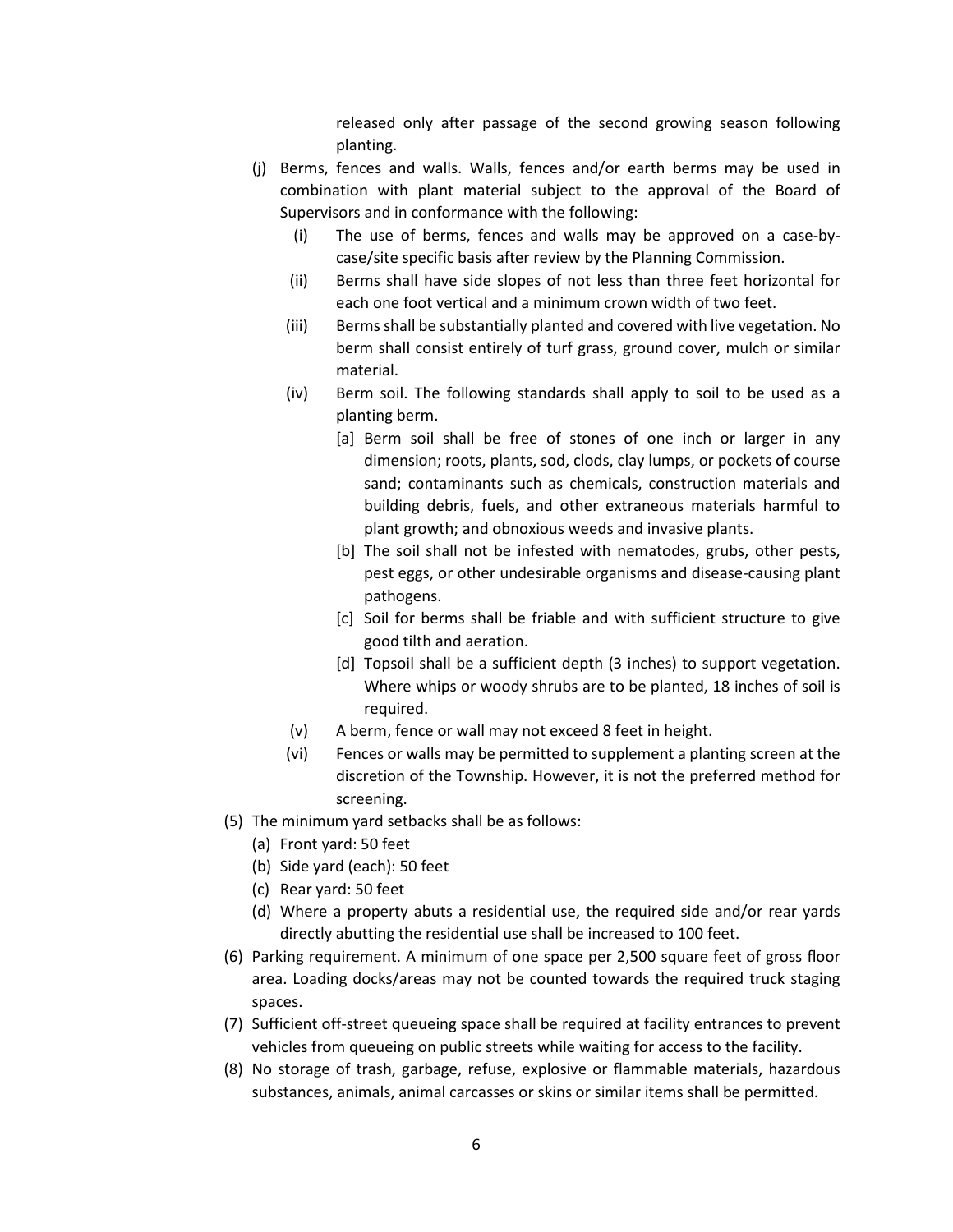released only after passage of the second growing season following planting.

(j) Berms, fences and walls. Walls, fences and/or earth berms may be used in combination with plant material subject to the approval of the Board of Supervisors and in conformance with the following:

  (i) The use of berms, fences and walls may be approved on a case-by-case/site specific basis after review by the Planning Commission.

  (ii) Berms shall have side slopes of not less than three feet horizontal for each one foot vertical and a minimum crown width of two feet.

  (iii) Berms shall be substantially planted and covered with live vegetation. No berm shall consist entirely of turf grass, ground cover, mulch or similar material.

  (iv) Berm soil. The following standards shall apply to soil to be used as a planting berm.

    [a] Berm soil shall be free of stones of one inch or larger in any dimension; roots, plants, sod, clods, clay lumps, or pockets of course sand; contaminants such as chemicals, construction materials and building debris, fuels, and other extraneous materials harmful to plant growth; and obnoxious weeds and invasive plants.

    [b] The soil shall not be infested with nematodes, grubs, other pests, pest eggs, or other undesirable organisms and disease-causing plant pathogens.

    [c] Soil for berms shall be friable and with sufficient structure to give good tilth and aeration.

    [d] Topsoil shall be a sufficient depth (3 inches) to support vegetation. Where whips or woody shrubs are to be planted, 18 inches of soil is required.

  (v) A berm, fence or wall may not exceed 8 feet in height.

  (vi) Fences or walls may be permitted to supplement a planting screen at the discretion of the Township. However, it is not the preferred method for screening.

(5) The minimum yard setbacks shall be as follows:

  (a) Front yard: 50 feet

  (b) Side yard (each): 50 feet

  (c) Rear yard: 50 feet

  (d) Where a property abuts a residential use, the required side and/or rear yards directly abutting the residential use shall be increased to 100 feet.

(6) Parking requirement. A minimum of one space per 2,500 square feet of gross floor area. Loading docks/areas may not be counted towards the required truck staging spaces.

(7) Sufficient off-street queueing space shall be required at facility entrances to prevent vehicles from queueing on public streets while waiting for access to the facility.

(8) No storage of trash, garbage, refuse, explosive or flammable materials, hazardous substances, animals, animal carcasses or skins or similar items shall be permitted.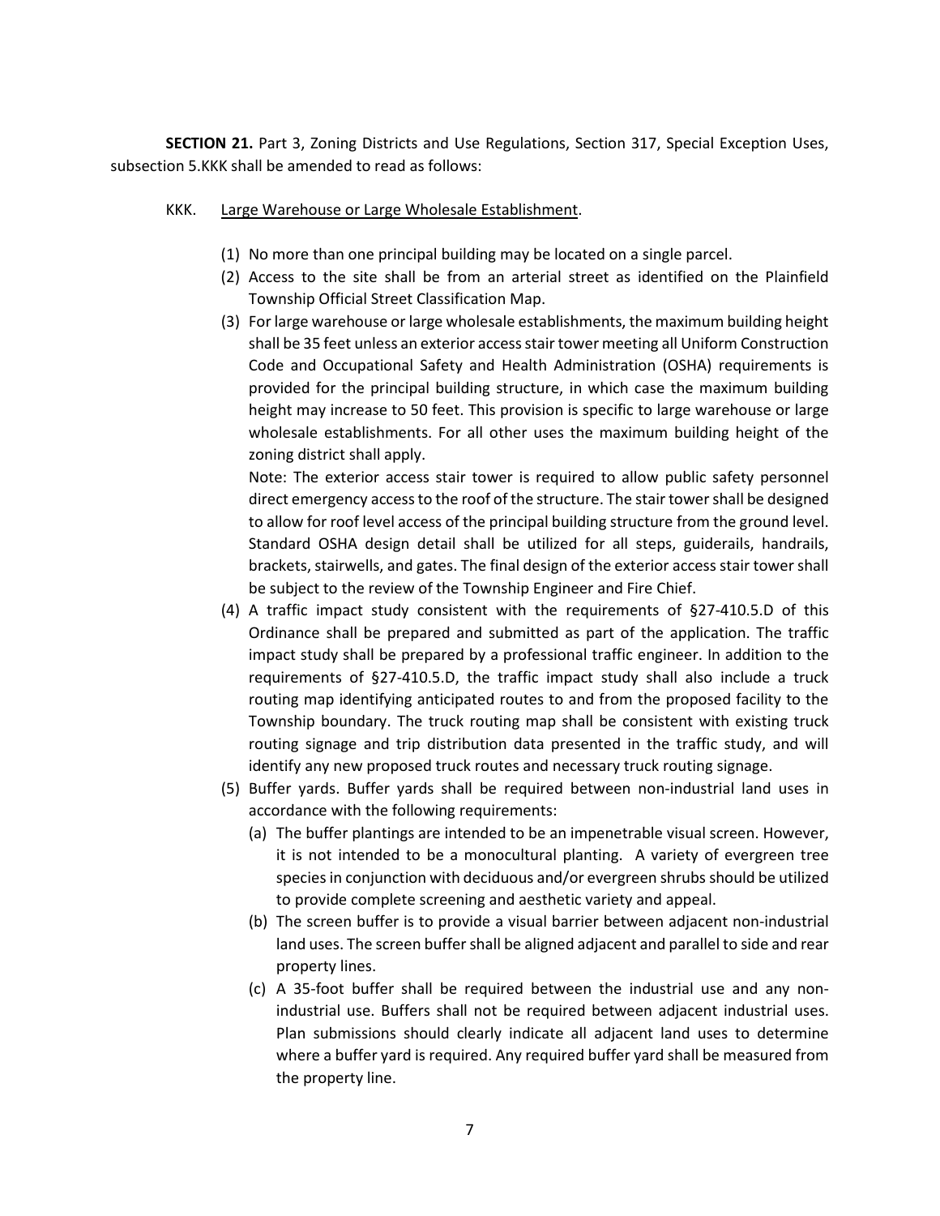**SECTION 21.** Part 3, Zoning Districts and Use Regulations, Section 317, Special Exception Uses, subsection 5.KKK shall be amended to read as follows:

KKK. Large Warehouse or Large Wholesale Establishment.

(1) No more than one principal building may be located on a single parcel.

(2) Access to the site shall be from an arterial street as identified on the Plainfield Township Official Street Classification Map.

(3) For large warehouse or large wholesale establishments, the maximum building height shall be 35 feet unless an exterior access stair tower meeting all Uniform Construction Code and Occupational Safety and Health Administration (OSHA) requirements is provided for the principal building structure, in which case the maximum building height may increase to 50 feet. This provision is specific to large warehouse or large wholesale establishments. For all other uses the maximum building height of the zoning district shall apply.

Note: The exterior access stair tower is required to allow public safety personnel direct emergency access to the roof of the structure. The stair tower shall be designed to allow for roof level access of the principal building structure from the ground level. Standard OSHA design detail shall be utilized for all steps, guiderails, handrails, brackets, stairwells, and gates. The final design of the exterior access stair tower shall be subject to the review of the Township Engineer and Fire Chief.

(4) A traffic impact study consistent with the requirements of §27-410.5.D of this Ordinance shall be prepared and submitted as part of the application. The traffic impact study shall be prepared by a professional traffic engineer. In addition to the requirements of §27-410.5.D, the traffic impact study shall also include a truck routing map identifying anticipated routes to and from the proposed facility to the Township boundary. The truck routing map shall be consistent with existing truck routing signage and trip distribution data presented in the traffic study, and will identify any new proposed truck routes and necessary truck routing signage.

(5) Buffer yards. Buffer yards shall be required between non-industrial land uses in accordance with the following requirements:

(a) The buffer plantings are intended to be an impenetrable visual screen. However, it is not intended to be a monocultural planting. A variety of evergreen tree species in conjunction with deciduous and/or evergreen shrubs should be utilized to provide complete screening and aesthetic variety and appeal.

(b) The screen buffer is to provide a visual barrier between adjacent non-industrial land uses. The screen buffer shall be aligned adjacent and parallel to side and rear property lines.

(c) A 35-foot buffer shall be required between the industrial use and any non-industrial use. Buffers shall not be required between adjacent industrial uses. Plan submissions should clearly indicate all adjacent land uses to determine where a buffer yard is required. Any required buffer yard shall be measured from the property line.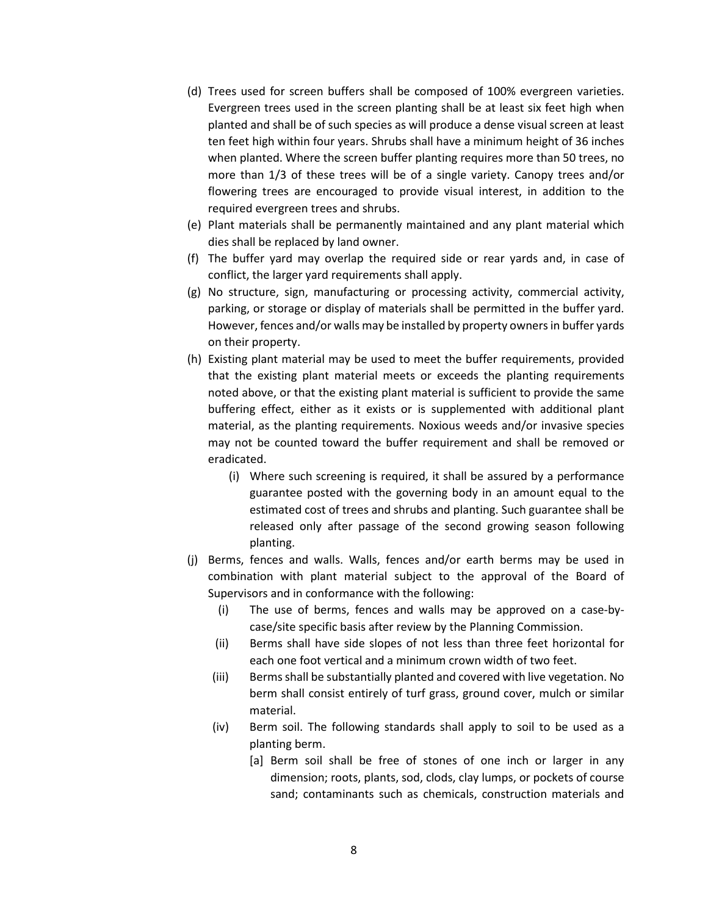(d) Trees used for screen buffers shall be composed of 100% evergreen varieties. Evergreen trees used in the screen planting shall be at least six feet high when planted and shall be of such species as will produce a dense visual screen at least ten feet high within four years. Shrubs shall have a minimum height of 36 inches when planted. Where the screen buffer planting requires more than 50 trees, no more than 1/3 of these trees will be of a single variety. Canopy trees and/or flowering trees are encouraged to provide visual interest, in addition to the required evergreen trees and shrubs.

(e) Plant materials shall be permanently maintained and any plant material which dies shall be replaced by land owner.

(f) The buffer yard may overlap the required side or rear yards and, in case of conflict, the larger yard requirements shall apply.

(g) No structure, sign, manufacturing or processing activity, commercial activity, parking, or storage or display of materials shall be permitted in the buffer yard. However, fences and/or walls may be installed by property owners in buffer yards on their property.

(h) Existing plant material may be used to meet the buffer requirements, provided that the existing plant material meets or exceeds the planting requirements noted above, or that the existing plant material is sufficient to provide the same buffering effect, either as it exists or is supplemented with additional plant material, as the planting requirements. Noxious weeds and/or invasive species may not be counted toward the buffer requirement and shall be removed or eradicated.

   (i) Where such screening is required, it shall be assured by a performance guarantee posted with the governing body in an amount equal to the estimated cost of trees and shrubs and planting. Such guarantee shall be released only after passage of the second growing season following planting.

(j) Berms, fences and walls. Walls, fences and/or earth berms may be used in combination with plant material subject to the approval of the Board of Supervisors and in conformance with the following:

   (i) The use of berms, fences and walls may be approved on a case-by-case/site specific basis after review by the Planning Commission.

   (ii) Berms shall have side slopes of not less than three feet horizontal for each one foot vertical and a minimum crown width of two feet.

   (iii) Berms shall be substantially planted and covered with live vegetation. No berm shall consist entirely of turf grass, ground cover, mulch or similar material.

   (iv) Berm soil. The following standards shall apply to soil to be used as a planting berm.

      [a] Berm soil shall be free of stones of one inch or larger in any dimension; roots, plants, sod, clods, clay lumps, or pockets of course sand; contaminants such as chemicals, construction materials and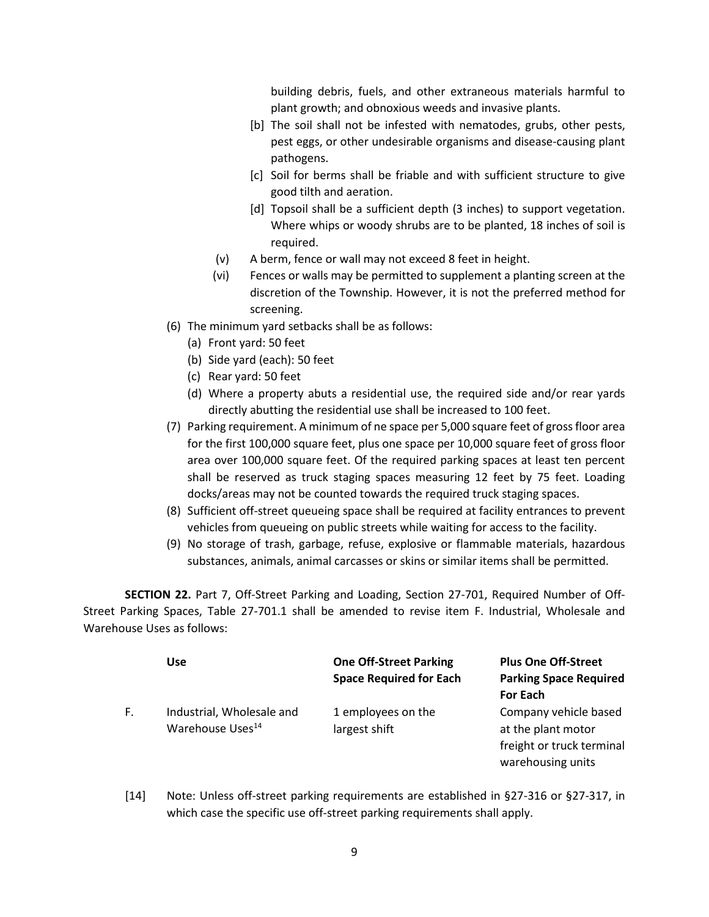building debris, fuels, and other extraneous materials harmful to plant growth; and obnoxious weeds and invasive plants.

[b] The soil shall not be infested with nematodes, grubs, other pests, pest eggs, or other undesirable organisms and disease-causing plant pathogens.

[c] Soil for berms shall be friable and with sufficient structure to give good tilth and aeration.

[d] Topsoil shall be a sufficient depth (3 inches) to support vegetation. Where whips or woody shrubs are to be planted, 18 inches of soil is required.

(v) A berm, fence or wall may not exceed 8 feet in height.

(vi) Fences or walls may be permitted to supplement a planting screen at the discretion of the Township. However, it is not the preferred method for screening.

(6) The minimum yard setbacks shall be as follows:
   (a) Front yard: 50 feet
   (b) Side yard (each): 50 feet
   (c) Rear yard: 50 feet
   (d) Where a property abuts a residential use, the required side and/or rear yards directly abutting the residential use shall be increased to 100 feet.

(7) Parking requirement. A minimum of ne space per 5,000 square feet of gross floor area for the first 100,000 square feet, plus one space per 10,000 square feet of gross floor area over 100,000 square feet. Of the required parking spaces at least ten percent shall be reserved as truck staging spaces measuring 12 feet by 75 feet. Loading docks/areas may not be counted towards the required truck staging spaces.

(8) Sufficient off-street queueing space shall be required at facility entrances to prevent vehicles from queueing on public streets while waiting for access to the facility.

(9) No storage of trash, garbage, refuse, explosive or flammable materials, hazardous substances, animals, animal carcasses or skins or similar items shall be permitted.

**SECTION 22.** Part 7, Off-Street Parking and Loading, Section 27-701, Required Number of Off-Street Parking Spaces, Table 27-701.1 shall be amended to revise item F. Industrial, Wholesale and Warehouse Uses as follows:

| | **Use** | **One Off-Street Parking Space Required for Each** | **Plus One Off-Street Parking Space Required For Each** |
|---|---|---|---|
| F. | Industrial, Wholesale and Warehouse Uses[14] | 1 employees on the largest shift | Company vehicle based at the plant motor freight or truck terminal warehousing units |

[14] Note: Unless off-street parking requirements are established in §27-316 or §27-317, in which case the specific use off-street parking requirements shall apply.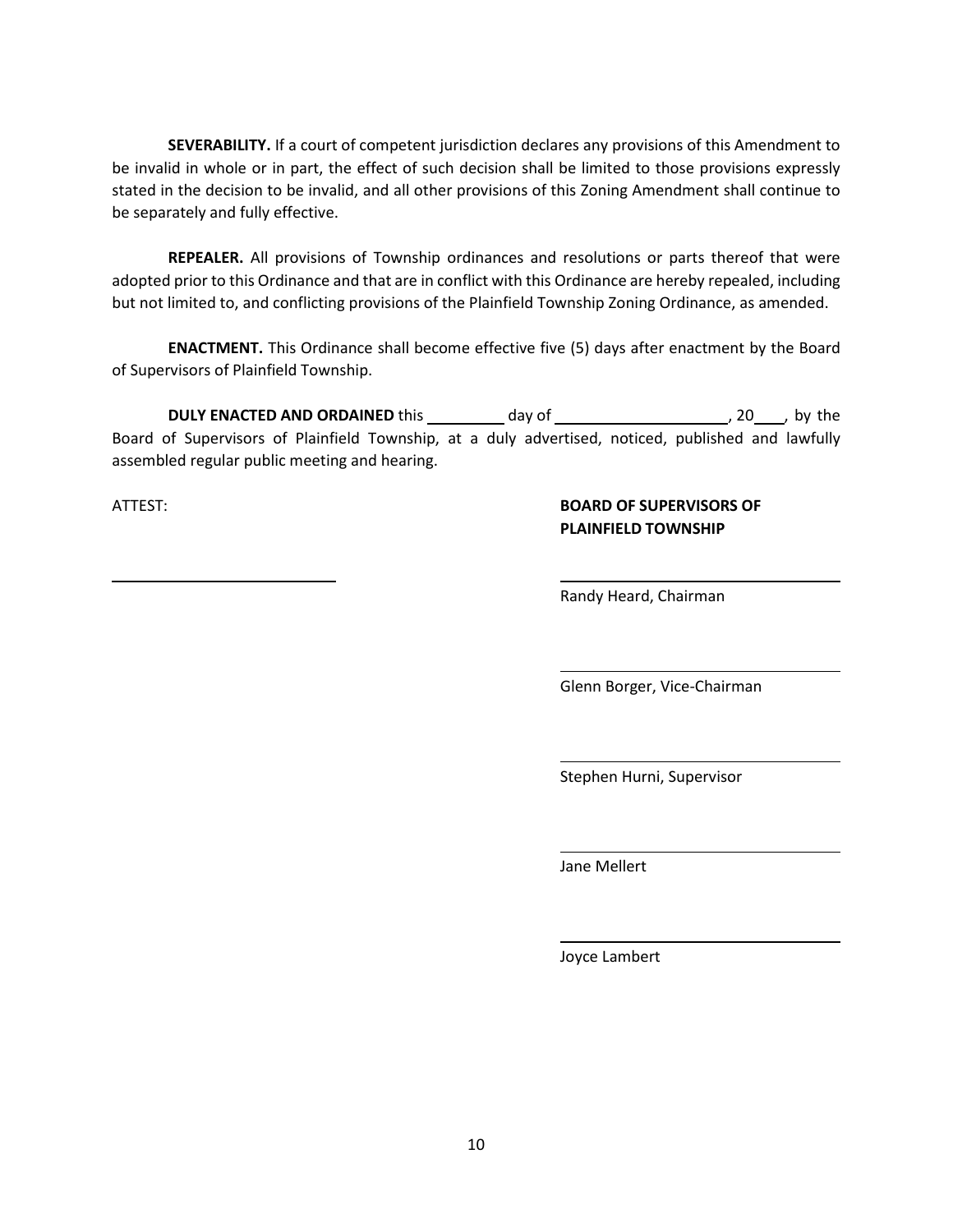**SEVERABILITY.** If a court of competent jurisdiction declares any provisions of this Amendment to be invalid in whole or in part, the effect of such decision shall be limited to those provisions expressly stated in the decision to be invalid, and all other provisions of this Zoning Amendment shall continue to be separately and fully effective.

**REPEALER.** All provisions of Township ordinances and resolutions or parts thereof that were adopted prior to this Ordinance and that are in conflict with this Ordinance are hereby repealed, including but not limited to, and conflicting provisions of the Plainfield Township Zoning Ordinance, as amended.

**ENACTMENT.** This Ordinance shall become effective five (5) days after enactment by the Board of Supervisors of Plainfield Township.

**DULY ENACTED AND ORDAINED** this _________ day of ____________________, 20___, by the Board of Supervisors of Plainfield Township, at a duly advertised, noticed, published and lawfully assembled regular public meeting and hearing.

ATTEST:

___________________________

**BOARD OF SUPERVISORS OF PLAINFIELD TOWNSHIP**

________________________________
Randy Heard, Chairman

________________________________
Glenn Borger, Vice-Chairman

________________________________
Stephen Hurni, Supervisor

________________________________
Jane Mellert

________________________________
Joyce Lambert